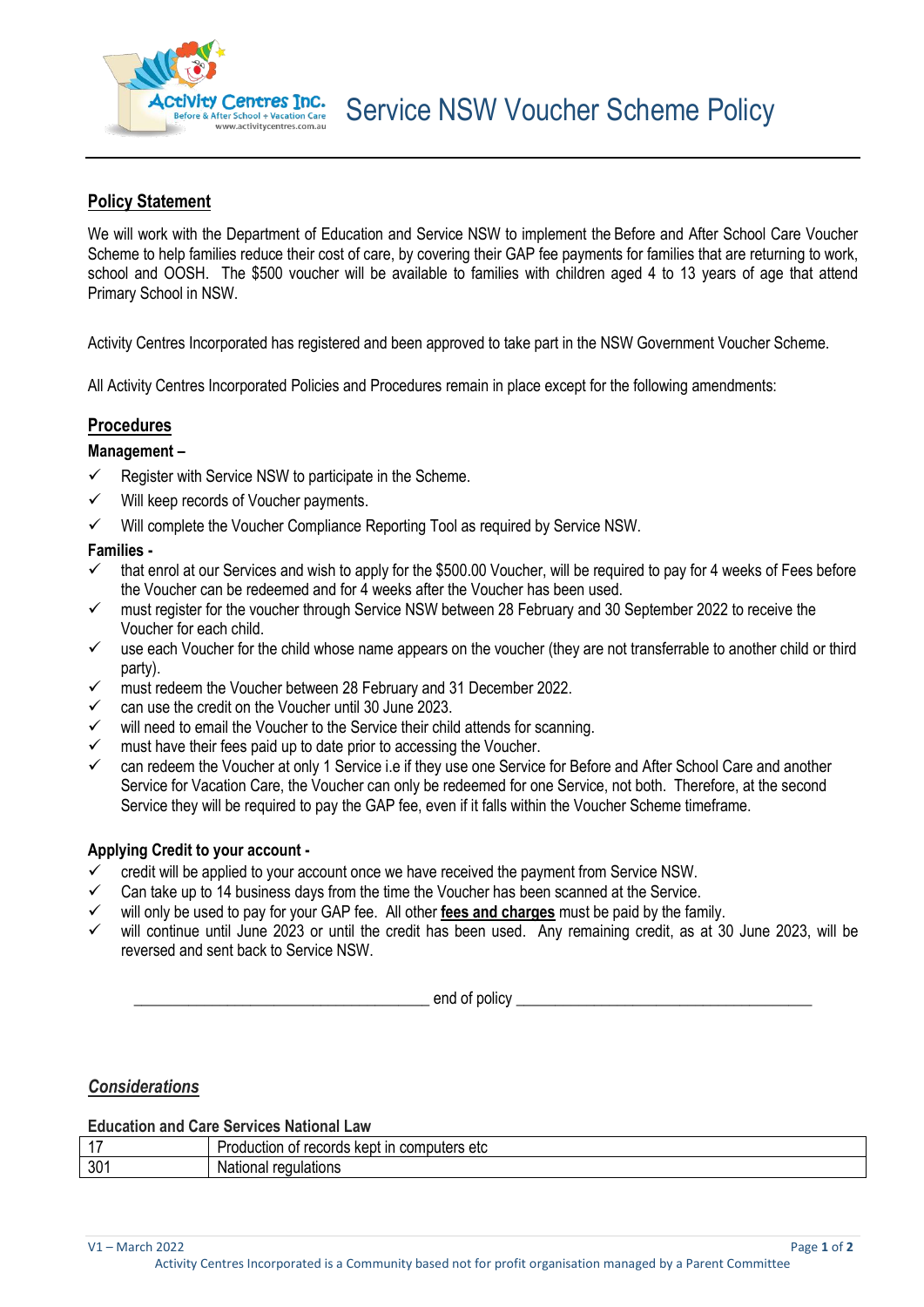# Service NSW Voucher Scheme Policy

## Policy Statement

We will work with the Department of Education and Service NSW to implement the Before and After School Care Voucher Scheme to help families reduce their cost of care, by covering their GAP fee payments for families that are returning to work, school and OOSH. The $500 voucher will be available to families with children aged 4 to 13 years of age that attend Primary School in NSW.

Activity Centres Incorporated has registered and been approved to take part in the NSW Government Voucher Scheme.

All Activity Centres Incorporated Policies and Procedures remain in place except for the following amendments:

## Procedures

**Management –**

- ✓ Register with Service NSW to participate in the Scheme.
- ✓ Will keep records of Voucher payments.
- ✓ Will complete the Voucher Compliance Reporting Tool as required by Service NSW.

**Families -**

- ✓ that enrol at our Services and wish to apply for the $500.00 Voucher, will be required to pay for 4 weeks of Fees before the Voucher can be redeemed and for 4 weeks after the Voucher has been used.
- ✓ must register for the voucher through Service NSW between 28 February and 30 September 2022 to receive the Voucher for each child.
- ✓ use each Voucher for the child whose name appears on the voucher (they are not transferrable to another child or third party).
- ✓ must redeem the Voucher between 28 February and 31 December 2022.
- ✓ can use the credit on the Voucher until 30 June 2023.
- ✓ will need to email the Voucher to the Service their child attends for scanning.
- ✓ must have their fees paid up to date prior to accessing the Voucher.
- ✓ can redeem the Voucher at only 1 Service i.e if they use one Service for Before and After School Care and another Service for Vacation Care, the Voucher can only be redeemed for one Service, not both. Therefore, at the second Service they will be required to pay the GAP fee, even if it falls within the Voucher Scheme timeframe.

**Applying Credit to your account -**

- ✓ credit will be applied to your account once we have received the payment from Service NSW.
- ✓ Can take up to 14 business days from the time the Voucher has been scanned at the Service.
- ✓ will only be used to pay for your GAP fee. All other **fees and charges** must be paid by the family.
- ✓ will continue until June 2023 or until the credit has been used. Any remaining credit, as at 30 June 2023, will be reversed and sent back to Service NSW.

\_\_\_\_\_\_\_\_\_\_\_\_\_\_\_\_\_\_\_\_ end of policy \_\_\_\_\_\_\_\_\_\_\_\_\_\_\_\_\_\_\_\_

## *Considerations*

**Education and Care Services National Law**

| 17 | Production of records kept in computers etc |
|---|---|
| 301 | National regulations |

V1 – March 2022

Activity Centres Incorporated is a Community based not for profit organisation managed by a Parent Committee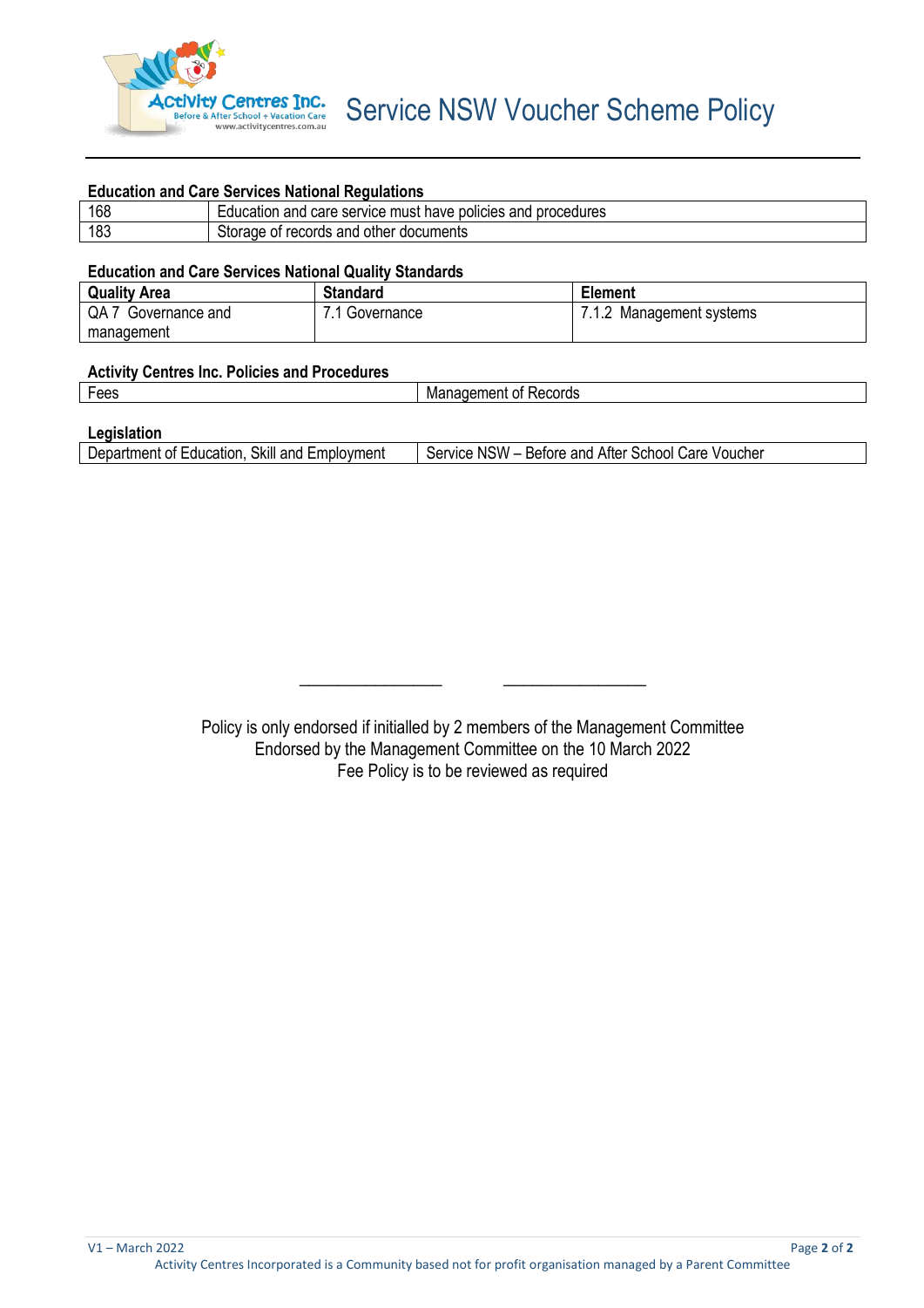### Education and Care Services National Regulations

| | |
|---|---|
| 168 | Education and care service must have policies and procedures |
| 183 | Storage of records and other documents |

### Education and Care Services National Quality Standards

| Quality Area | Standard | Element |
|---|---|---|
| QA 7 Governance and management | 7.1 Governance | 7.1.2 Management systems |

### Activity Centres Inc. Policies and Procedures

| | |
|---|---|
| Fees | Management of Records |

### Legislation

| | |
|---|---|
| Department of Education, Skill and Employment | Service NSW – Before and After School Care Voucher |

_________________ _________________

Policy is only endorsed if initialled by 2 members of the Management Committee
Endorsed by the Management Committee on the 10 March 2022
Fee Policy is to be reviewed as required

V1 – March 2022

Activity Centres Incorporated is a Community based not for profit organisation managed by a Parent Committee